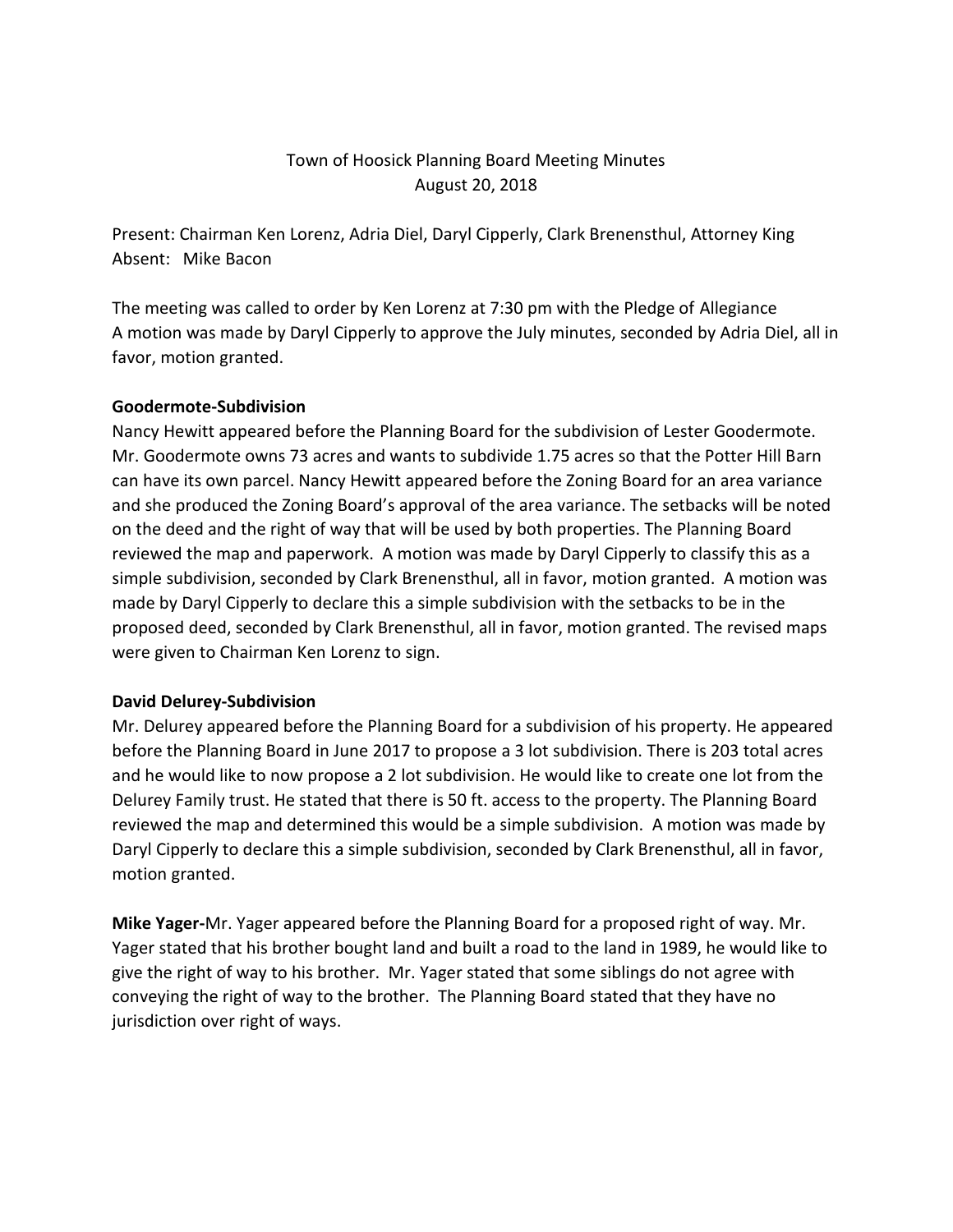# Town of Hoosick Planning Board Meeting Minutes
August 20, 2018

Present: Chairman Ken Lorenz, Adria Diel, Daryl Cipperly, Clark Brenensthul, Attorney King
Absent: Mike Bacon

The meeting was called to order by Ken Lorenz at 7:30 pm with the Pledge of Allegiance
A motion was made by Daryl Cipperly to approve the July minutes, seconded by Adria Diel, all in favor, motion granted.

**Goodermote-Subdivision**

Nancy Hewitt appeared before the Planning Board for the subdivision of Lester Goodermote. Mr. Goodermote owns 73 acres and wants to subdivide 1.75 acres so that the Potter Hill Barn can have its own parcel. Nancy Hewitt appeared before the Zoning Board for an area variance and she produced the Zoning Board's approval of the area variance. The setbacks will be noted on the deed and the right of way that will be used by both properties. The Planning Board reviewed the map and paperwork. A motion was made by Daryl Cipperly to classify this as a simple subdivision, seconded by Clark Brenensthul, all in favor, motion granted. A motion was made by Daryl Cipperly to declare this a simple subdivision with the setbacks to be in the proposed deed, seconded by Clark Brenensthul, all in favor, motion granted. The revised maps were given to Chairman Ken Lorenz to sign.

**David Delurey-Subdivision**

Mr. Delurey appeared before the Planning Board for a subdivision of his property. He appeared before the Planning Board in June 2017 to propose a 3 lot subdivision. There is 203 total acres and he would like to now propose a 2 lot subdivision. He would like to create one lot from the Delurey Family trust. He stated that there is 50 ft. access to the property. The Planning Board reviewed the map and determined this would be a simple subdivision. A motion was made by Daryl Cipperly to declare this a simple subdivision, seconded by Clark Brenensthul, all in favor, motion granted.

**Mike Yager-**Mr. Yager appeared before the Planning Board for a proposed right of way. Mr. Yager stated that his brother bought land and built a road to the land in 1989, he would like to give the right of way to his brother. Mr. Yager stated that some siblings do not agree with conveying the right of way to the brother. The Planning Board stated that they have no jurisdiction over right of ways.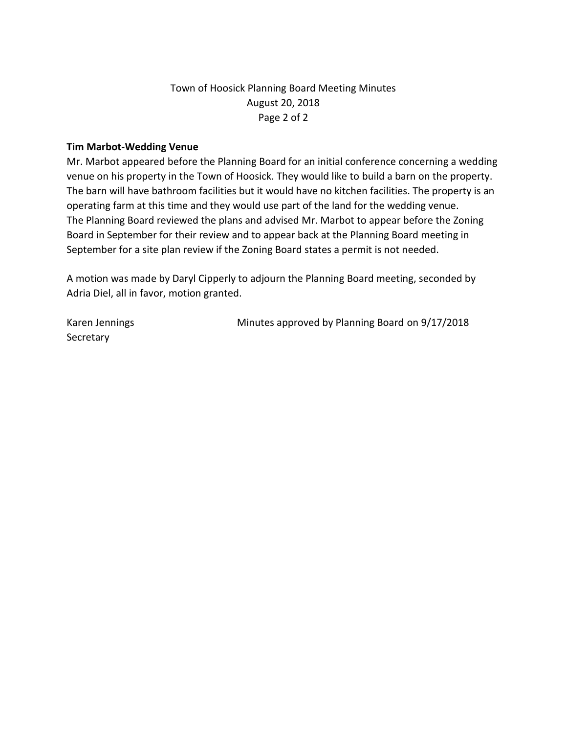**Tim Marbot-Wedding Venue**

Mr. Marbot appeared before the Planning Board for an initial conference concerning a wedding venue on his property in the Town of Hoosick. They would like to build a barn on the property. The barn will have bathroom facilities but it would have no kitchen facilities. The property is an operating farm at this time and they would use part of the land for the wedding venue. The Planning Board reviewed the plans and advised Mr. Marbot to appear before the Zoning Board in September for their review and to appear back at the Planning Board meeting in September for a site plan review if the Zoning Board states a permit is not needed.

A motion was made by Daryl Cipperly to adjourn the Planning Board meeting, seconded by Adria Diel, all in favor, motion granted.

Karen Jennings
Secretary

Minutes approved by Planning Board on 9/17/2018